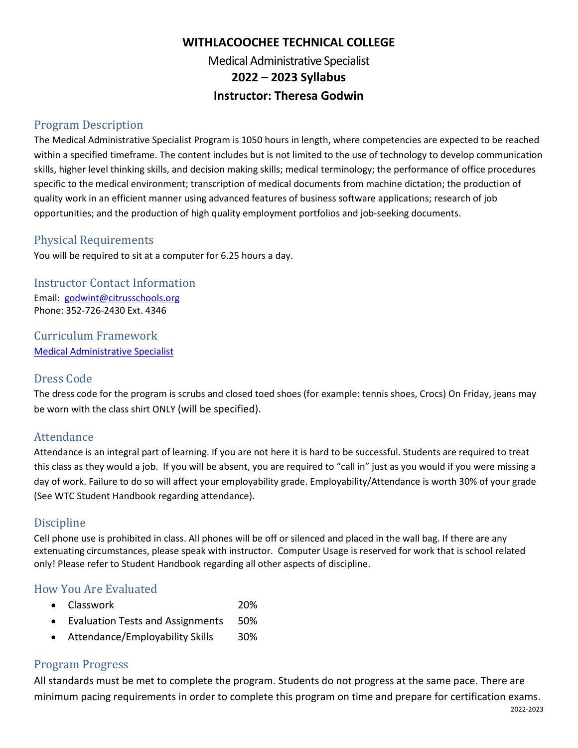# WITHLACOOCHEE TECHNICAL COLLEGE

## Medical Administrative Specialist

## 2022 – 2023 Syllabus

## Instructor: Theresa Godwin

### Program Description

The Medical Administrative Specialist Program is 1050 hours in length, where competencies are expected to be reached within a specified timeframe. The content includes but is not limited to the use of technology to develop communication skills, higher level thinking skills, and decision making skills; medical terminology; the performance of office procedures specific to the medical environment; transcription of medical documents from machine dictation; the production of quality work in an efficient manner using advanced features of business software applications; research of job opportunities; and the production of high quality employment portfolios and job-seeking documents.

### Physical Requirements

You will be required to sit at a computer for 6.25 hours a day.

### Instructor Contact Information

Email: godwint@citrusschools.org
Phone: 352-726-2430 Ext. 4346

### Curriculum Framework

Medical Administrative Specialist

### Dress Code

The dress code for the program is scrubs and closed toed shoes (for example: tennis shoes, Crocs) On Friday, jeans may be worn with the class shirt ONLY (will be specified).

### Attendance

Attendance is an integral part of learning. If you are not here it is hard to be successful. Students are required to treat this class as they would a job. If you will be absent, you are required to "call in" just as you would if you were missing a day of work. Failure to do so will affect your employability grade. Employability/Attendance is worth 30% of your grade (See WTC Student Handbook regarding attendance).

### Discipline

Cell phone use is prohibited in class. All phones will be off or silenced and placed in the wall bag. If there are any extenuating circumstances, please speak with instructor. Computer Usage is reserved for work that is school related only! Please refer to Student Handbook regarding all other aspects of discipline.

### How You Are Evaluated

- Classwork 20%
- Evaluation Tests and Assignments 50%
- Attendance/Employability Skills 30%

### Program Progress

All standards must be met to complete the program. Students do not progress at the same pace. There are minimum pacing requirements in order to complete this program on time and prepare for certification exams.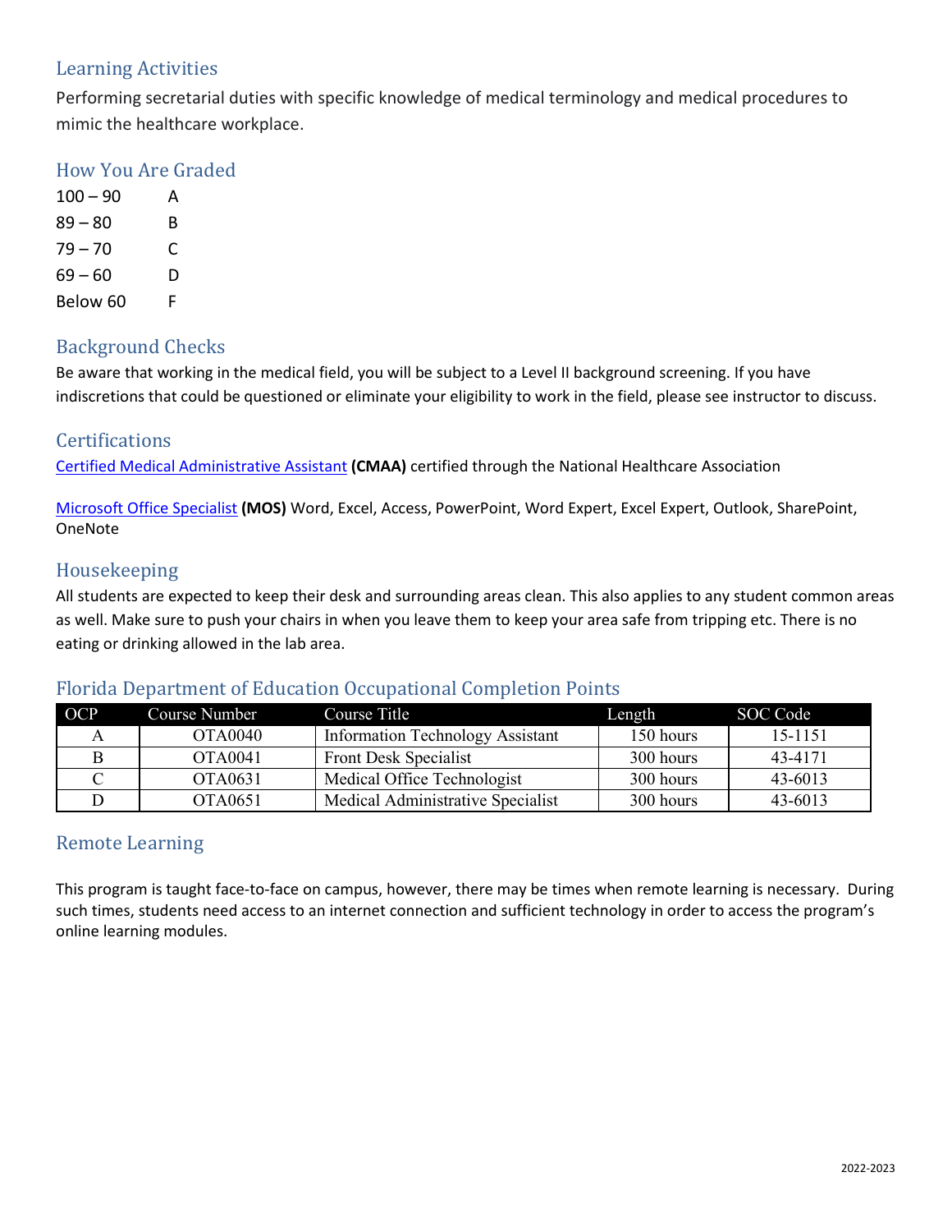## Learning Activities

Performing secretarial duties with specific knowledge of medical terminology and medical procedures to mimic the healthcare workplace.

## How You Are Graded

| | |
|---|---|
| 100 – 90 | A |
| 89 – 80 | B |
| 79 – 70 | C |
| 69 – 60 | D |
| Below 60 | F |

## Background Checks

Be aware that working in the medical field, you will be subject to a Level II background screening. If you have indiscretions that could be questioned or eliminate your eligibility to work in the field, please see instructor to discuss.

## Certifications

Certified Medical Administrative Assistant **(CMAA)** certified through the National Healthcare Association

Microsoft Office Specialist **(MOS)** Word, Excel, Access, PowerPoint, Word Expert, Excel Expert, Outlook, SharePoint, OneNote

## Housekeeping

All students are expected to keep their desk and surrounding areas clean. This also applies to any student common areas as well. Make sure to push your chairs in when you leave them to keep your area safe from tripping etc. There is no eating or drinking allowed in the lab area.

## Florida Department of Education Occupational Completion Points

| OCP | Course Number | Course Title | Length | SOC Code |
|---|---|---|---|---|
| A | OTA0040 | Information Technology Assistant | 150 hours | 15-1151 |
| B | OTA0041 | Front Desk Specialist | 300 hours | 43-4171 |
| C | OTA0631 | Medical Office Technologist | 300 hours | 43-6013 |
| D | OTA0651 | Medical Administrative Specialist | 300 hours | 43-6013 |

## Remote Learning

This program is taught face-to-face on campus, however, there may be times when remote learning is necessary. During such times, students need access to an internet connection and sufficient technology in order to access the program's online learning modules.